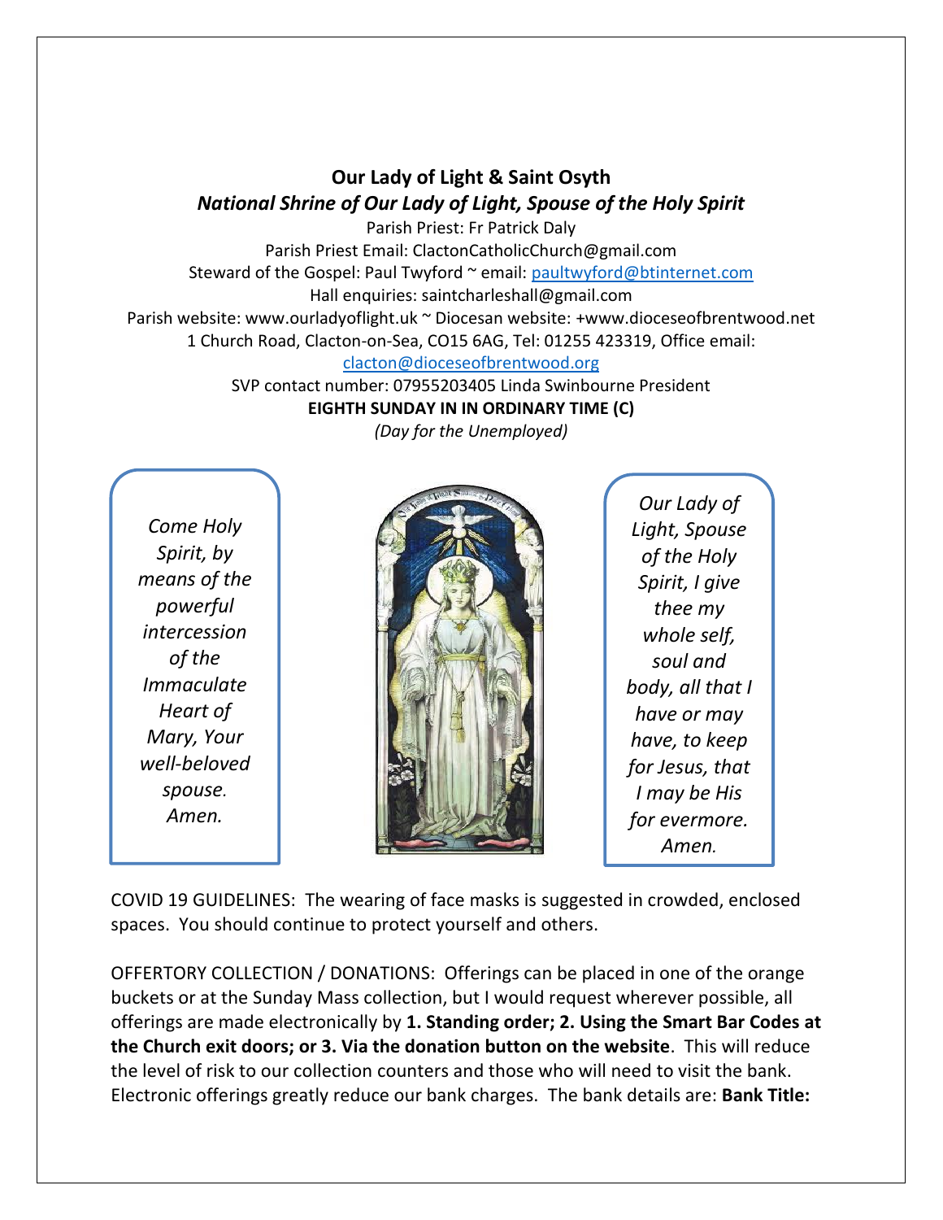# Our Lady of Light & Saint Osyth

## *National Shrine of Our Lady of Light, Spouse of the Holy Spirit*

Parish Priest: Fr Patrick Daly

Parish Priest Email: ClactonCatholicChurch@gmail.com

Steward of the Gospel: Paul Twyford ~ email: paultwyford@btinternet.com

Hall enquiries: saintcharleshall@gmail.com

Parish website: www.ourladyoflight.uk ~ Diocesan website: +www.dioceseofbrentwood.net

1 Church Road, Clacton-on-Sea, CO15 6AG, Tel: 01255 423319, Office email: clacton@dioceseofbrentwood.org

SVP contact number: 07955203405 Linda Swinbourne President

**EIGHTH SUNDAY IN IN ORDINARY TIME (C)**

*(Day for the Unemployed)*

*Come Holy Spirit, by means of the powerful intercession of the Immaculate Heart of Mary, Your well-beloved spouse. Amen.*

*Our Lady of Light, Spouse of the Holy Spirit, I give thee my whole self, soul and body, all that I have or may have, to keep for Jesus, that I may be His for evermore. Amen.*

COVID 19 GUIDELINES: The wearing of face masks is suggested in crowded, enclosed spaces. You should continue to protect yourself and others.

OFFERTORY COLLECTION / DONATIONS: Offerings can be placed in one of the orange buckets or at the Sunday Mass collection, but I would request wherever possible, all offerings are made electronically by **1. Standing order; 2. Using the Smart Bar Codes at the Church exit doors; or 3. Via the donation button on the website**. This will reduce the level of risk to our collection counters and those who will need to visit the bank. Electronic offerings greatly reduce our bank charges. The bank details are: **Bank Title:**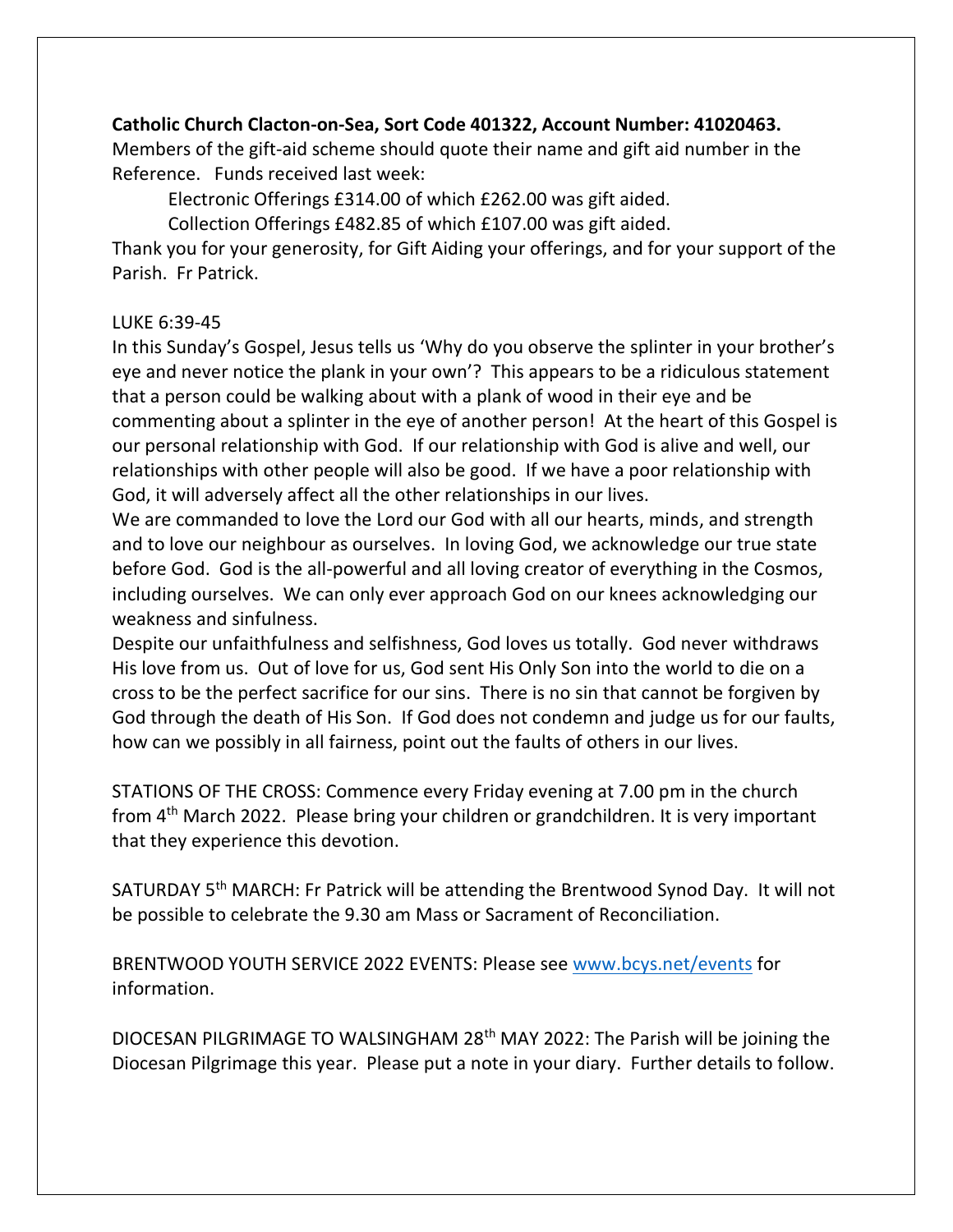**Catholic Church Clacton-on-Sea, Sort Code 401322, Account Number: 41020463.**
Members of the gift-aid scheme should quote their name and gift aid number in the Reference. Funds received last week:

Electronic Offerings £314.00 of which £262.00 was gift aided.

Collection Offerings £482.85 of which £107.00 was gift aided.

Thank you for your generosity, for Gift Aiding your offerings, and for your support of the Parish. Fr Patrick.

LUKE 6:39-45
In this Sunday's Gospel, Jesus tells us 'Why do you observe the splinter in your brother's eye and never notice the plank in your own'? This appears to be a ridiculous statement that a person could be walking about with a plank of wood in their eye and be commenting about a splinter in the eye of another person! At the heart of this Gospel is our personal relationship with God. If our relationship with God is alive and well, our relationships with other people will also be good. If we have a poor relationship with God, it will adversely affect all the other relationships in our lives.
We are commanded to love the Lord our God with all our hearts, minds, and strength and to love our neighbour as ourselves. In loving God, we acknowledge our true state before God. God is the all-powerful and all loving creator of everything in the Cosmos, including ourselves. We can only ever approach God on our knees acknowledging our weakness and sinfulness.
Despite our unfaithfulness and selfishness, God loves us totally. God never withdraws His love from us. Out of love for us, God sent His Only Son into the world to die on a cross to be the perfect sacrifice for our sins. There is no sin that cannot be forgiven by God through the death of His Son. If God does not condemn and judge us for our faults, how can we possibly in all fairness, point out the faults of others in our lives.

STATIONS OF THE CROSS: Commence every Friday evening at 7.00 pm in the church from 4th March 2022. Please bring your children or grandchildren. It is very important that they experience this devotion.

SATURDAY 5th MARCH: Fr Patrick will be attending the Brentwood Synod Day. It will not be possible to celebrate the 9.30 am Mass or Sacrament of Reconciliation.

BRENTWOOD YOUTH SERVICE 2022 EVENTS: Please see www.bcys.net/events for information.

DIOCESAN PILGRIMAGE TO WALSINGHAM 28th MAY 2022: The Parish will be joining the Diocesan Pilgrimage this year. Please put a note in your diary. Further details to follow.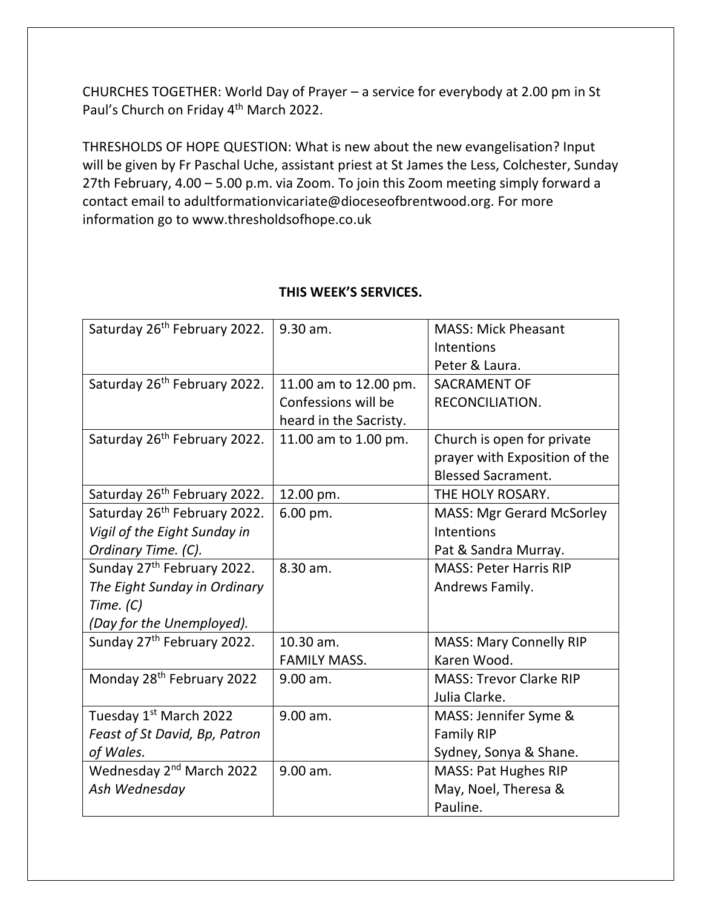CHURCHES TOGETHER: World Day of Prayer – a service for everybody at 2.00 pm in St Paul's Church on Friday 4th March 2022.

THRESHOLDS OF HOPE QUESTION: What is new about the new evangelisation? Input will be given by Fr Paschal Uche, assistant priest at St James the Less, Colchester, Sunday 27th February, 4.00 – 5.00 p.m. via Zoom. To join this Zoom meeting simply forward a contact email to adultformationvicariate@dioceseofbrentwood.org. For more information go to www.thresholdsofhope.co.uk

**THIS WEEK'S SERVICES.**

| | | |
|---|---|---|
| Saturday 26th February 2022. | 9.30 am. | MASS: Mick Pheasant Intentions<br>Peter & Laura. |
| Saturday 26th February 2022. | 11.00 am to 12.00 pm. Confessions will be heard in the Sacristy. | SACRAMENT OF RECONCILIATION. |
| Saturday 26th February 2022. | 11.00 am to 1.00 pm. | Church is open for private prayer with Exposition of the Blessed Sacrament. |
| Saturday 26th February 2022. | 12.00 pm. | THE HOLY ROSARY. |
| Saturday 26th February 2022.<br>*Vigil of the Eight Sunday in Ordinary Time. (C).* | 6.00 pm. | MASS: Mgr Gerard McSorley Intentions<br>Pat & Sandra Murray. |
| Sunday 27th February 2022.<br>*The Eight Sunday in Ordinary Time. (C)*<br>*(Day for the Unemployed).* | 8.30 am. | MASS: Peter Harris RIP<br>Andrews Family. |
| Sunday 27th February 2022. | 10.30 am.<br>FAMILY MASS. | MASS: Mary Connelly RIP<br>Karen Wood. |
| Monday 28th February 2022 | 9.00 am. | MASS: Trevor Clarke RIP<br>Julia Clarke. |
| Tuesday 1st March 2022<br>*Feast of St David, Bp, Patron of Wales.* | 9.00 am. | MASS: Jennifer Syme & Family RIP<br>Sydney, Sonya & Shane. |
| Wednesday 2nd March 2022<br>*Ash Wednesday* | 9.00 am. | MASS: Pat Hughes RIP<br>May, Noel, Theresa & Pauline. |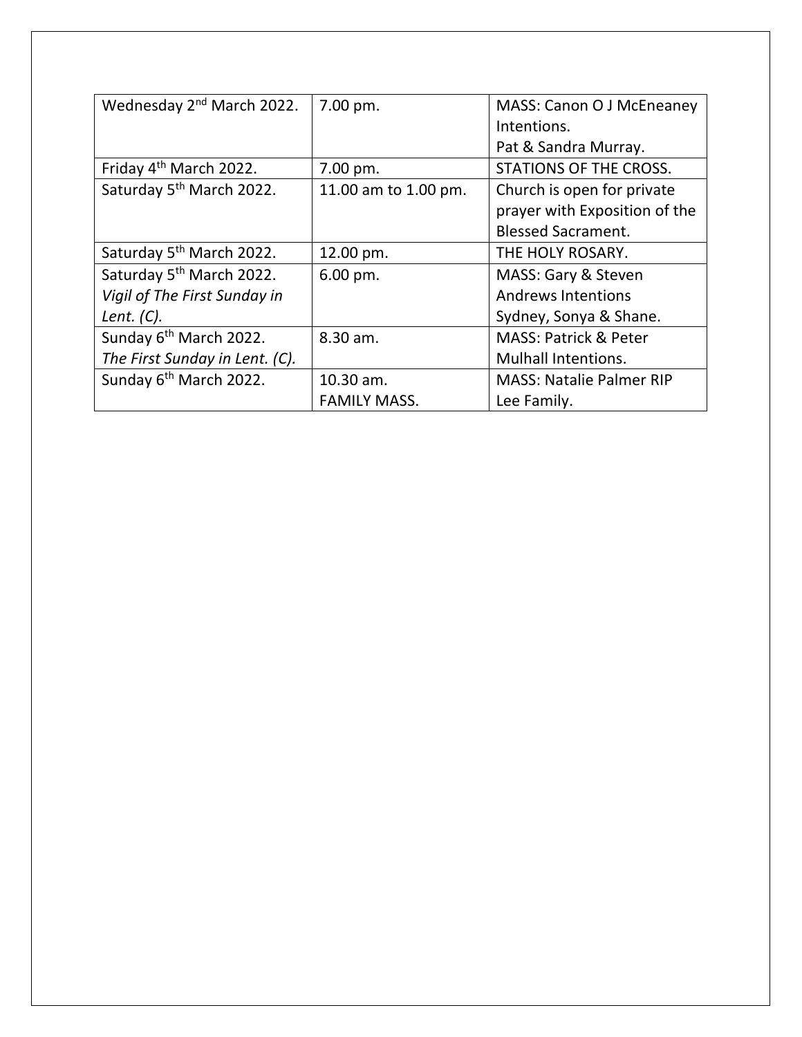| | | |
|---|---|---|
| Wednesday 2nd March 2022. | 7.00 pm. | MASS: Canon O J McEneaney Intentions.<br>Pat & Sandra Murray. |
| Friday 4th March 2022. | 7.00 pm. | STATIONS OF THE CROSS. |
| Saturday 5th March 2022. | 11.00 am to 1.00 pm. | Church is open for private prayer with Exposition of the Blessed Sacrament. |
| Saturday 5th March 2022. | 12.00 pm. | THE HOLY ROSARY. |
| Saturday 5th March 2022.<br>*Vigil of The First Sunday in Lent. (C).* | 6.00 pm. | MASS: Gary & Steven Andrews Intentions<br>Sydney, Sonya & Shane. |
| Sunday 6th March 2022.<br>*The First Sunday in Lent. (C).* | 8.30 am. | MASS: Patrick & Peter Mulhall Intentions. |
| Sunday 6th March 2022. | 10.30 am.<br>FAMILY MASS. | MASS: Natalie Palmer RIP<br>Lee Family. |